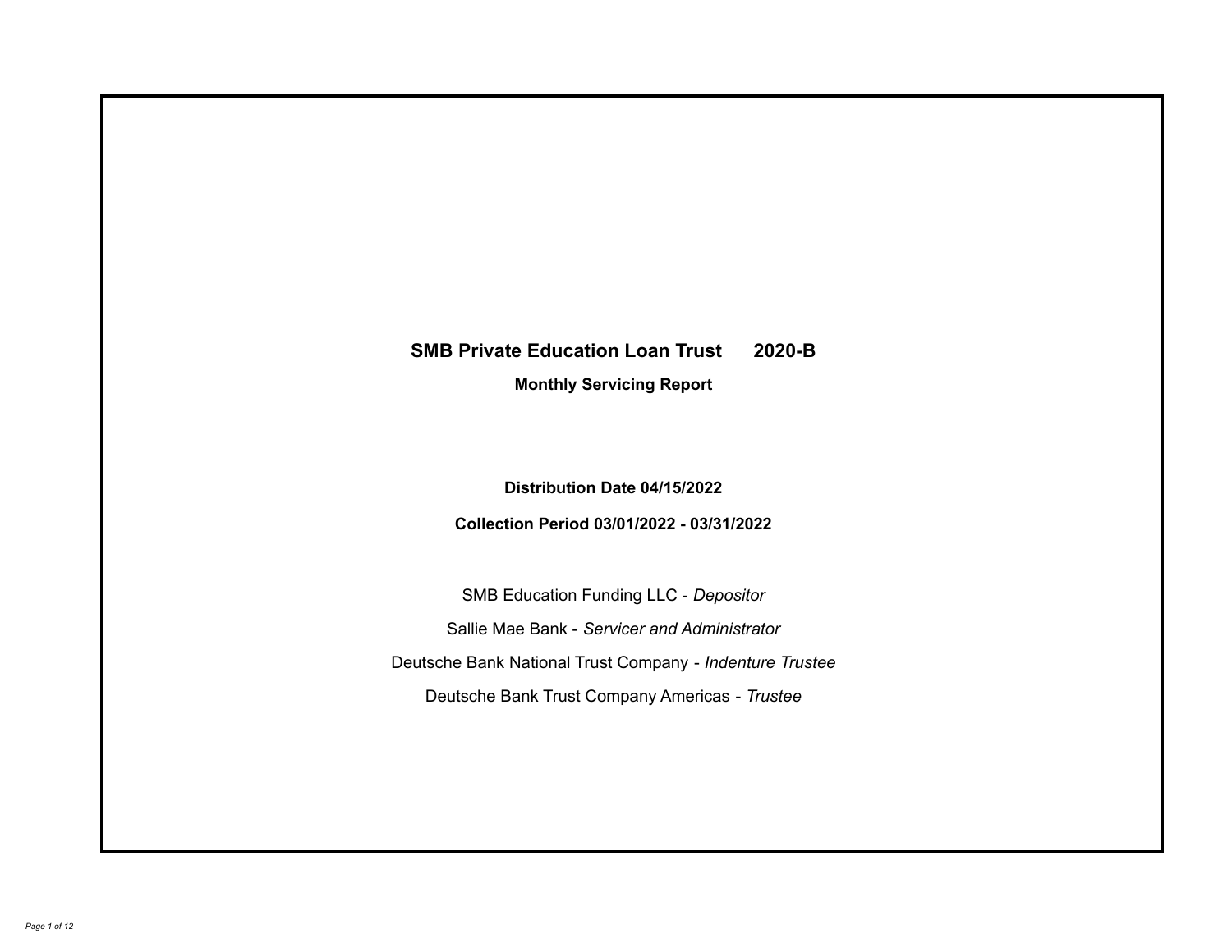# SMB Private Education Loan Trust 2020-B

**Monthly Servicing Report**

**Distribution Date 04/15/2022**

**Collection Period 03/01/2022 - 03/31/2022**

SMB Education Funding LLC - *Depositor*

Sallie Mae Bank - *Servicer and Administrator*

Deutsche Bank National Trust Company - *Indenture Trustee*

Deutsche Bank Trust Company Americas - *Trustee*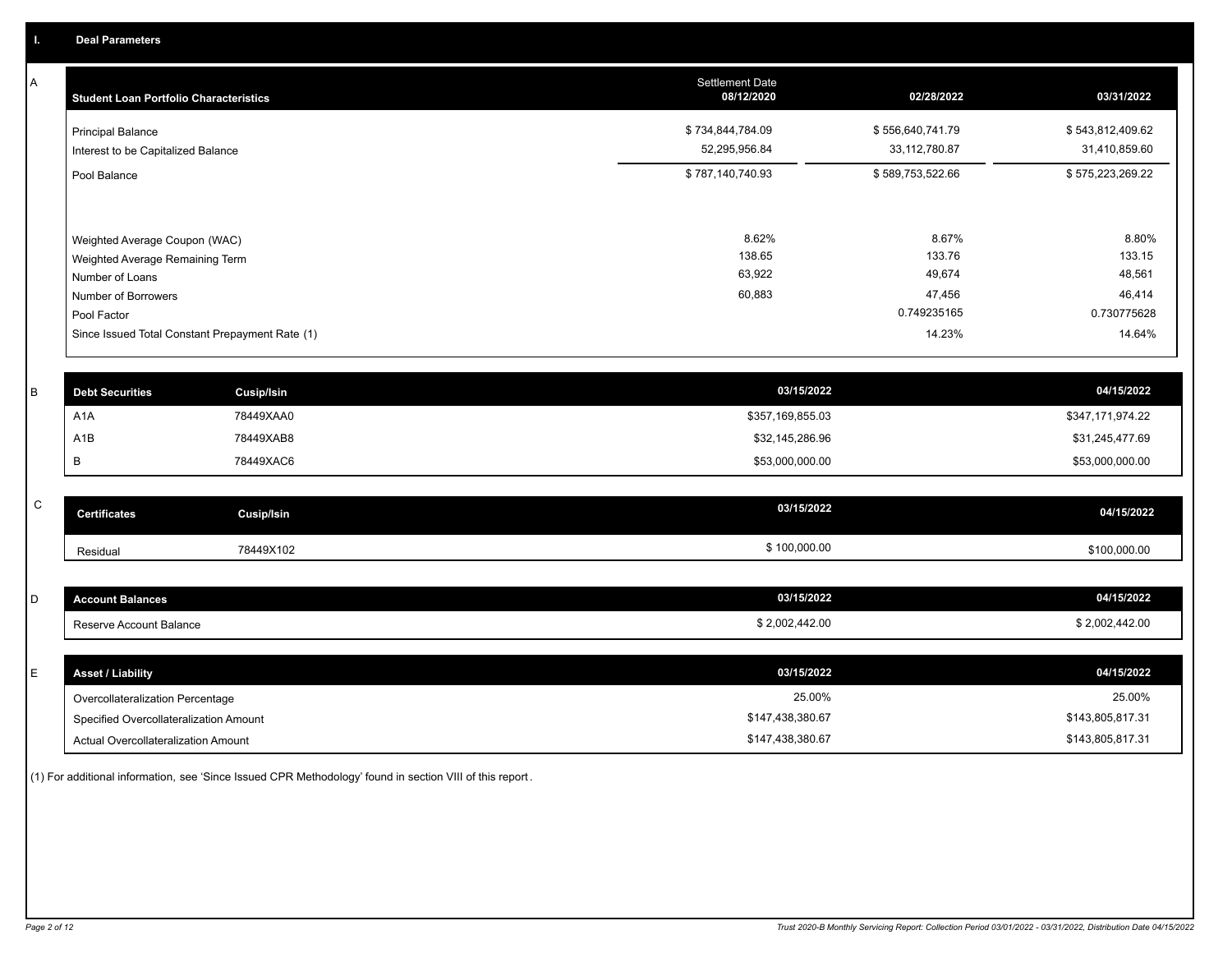## I. Deal Parameters

### A

| Student Loan Portfolio Characteristics | Settlement Date 08/12/2020 | 02/28/2022 | 03/31/2022 |
|---|---|---|---|
| Principal Balance | $ 734,844,784.09 | $ 556,640,741.79 | $ 543,812,409.62 |
| Interest to be Capitalized Balance | 52,295,956.84 | 33,112,780.87 | 31,410,859.60 |
| Pool Balance | $ 787,140,740.93 | $ 589,753,522.66 | $ 575,223,269.22 |
| Weighted Average Coupon (WAC) | 8.62% | 8.67% | 8.80% |
| Weighted Average Remaining Term | 138.65 | 133.76 | 133.15 |
| Number of Loans | 63,922 | 49,674 | 48,561 |
| Number of Borrowers | 60,883 | 47,456 | 46,414 |
| Pool Factor | | 0.749235165 | 0.730775628 |
| Since Issued Total Constant Prepayment Rate (1) | | 14.23% | 14.64% |

### B

| Debt Securities | Cusip/Isin | 03/15/2022 | 04/15/2022 |
|---|---|---|---|
| A1A | 78449XAA0 | $357,169,855.03 | $347,171,974.22 |
| A1B | 78449XAB8 | $32,145,286.96 | $31,245,477.69 |
| B | 78449XAC6 | $53,000,000.00 | $53,000,000.00 |

### C

| Certificates | Cusip/Isin | 03/15/2022 | 04/15/2022 |
|---|---|---|---|
| Residual | 78449X102 | $ 100,000.00 | $100,000.00 |

### D

| Account Balances | 03/15/2022 | 04/15/2022 |
|---|---|---|
| Reserve Account Balance | $ 2,002,442.00 | $ 2,002,442.00 |

### E

| Asset / Liability | 03/15/2022 | 04/15/2022 |
|---|---|---|
| Overcollateralization Percentage | 25.00% | 25.00% |
| Specified Overcollateralization Amount | $147,438,380.67 | $143,805,817.31 |
| Actual Overcollateralization Amount | $147,438,380.67 | $143,805,817.31 |

(1) For additional information, see 'Since Issued CPR Methodology' found in section VIII of this report.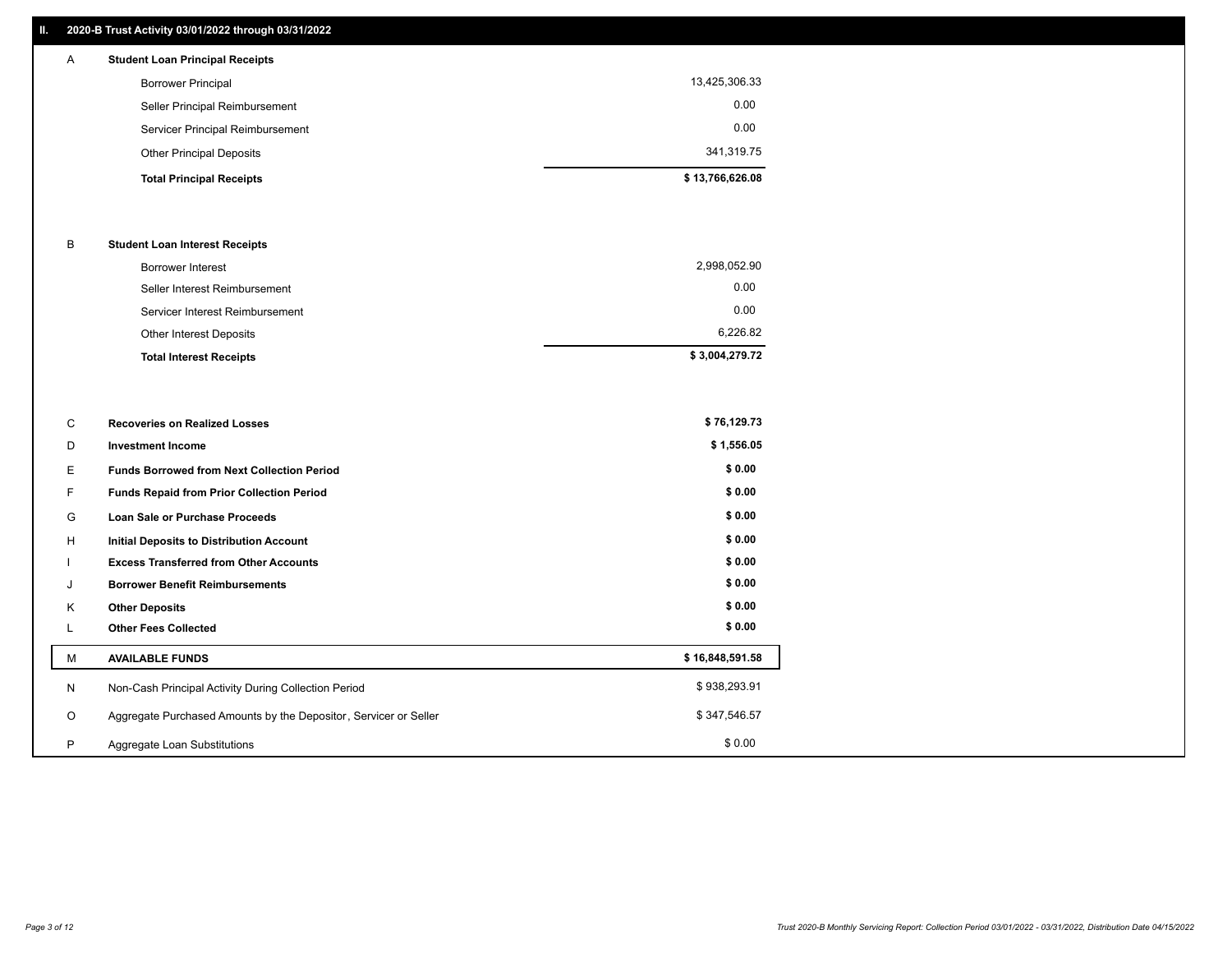## II. 2020-B Trust Activity 03/01/2022 through 03/31/2022

| | | |
|---|---|---|
| A | **Student Loan Principal Receipts** | |
| | Borrower Principal | 13,425,306.33 |
| | Seller Principal Reimbursement | 0.00 |
| | Servicer Principal Reimbursement | 0.00 |
| | Other Principal Deposits | 341,319.75 |
| | **Total Principal Receipts** | **$ 13,766,626.08** |
| B | **Student Loan Interest Receipts** | |
| | Borrower Interest | 2,998,052.90 |
| | Seller Interest Reimbursement | 0.00 |
| | Servicer Interest Reimbursement | 0.00 |
| | Other Interest Deposits | 6,226.82 |
| | **Total Interest Receipts** | **$ 3,004,279.72** |
| C | **Recoveries on Realized Losses** | **$ 76,129.73** |
| D | **Investment Income** | **$ 1,556.05** |
| E | **Funds Borrowed from Next Collection Period** | **$ 0.00** |
| F | **Funds Repaid from Prior Collection Period** | **$ 0.00** |
| G | **Loan Sale or Purchase Proceeds** | **$ 0.00** |
| H | **Initial Deposits to Distribution Account** | **$ 0.00** |
| I | **Excess Transferred from Other Accounts** | **$ 0.00** |
| J | **Borrower Benefit Reimbursements** | **$ 0.00** |
| K | **Other Deposits** | **$ 0.00** |
| L | **Other Fees Collected** | **$ 0.00** |
| M | **AVAILABLE FUNDS** | **$ 16,848,591.58** |
| N | Non-Cash Principal Activity During Collection Period | $ 938,293.91 |
| O | Aggregate Purchased Amounts by the Depositor, Servicer or Seller | $ 347,546.57 |
| P | Aggregate Loan Substitutions | $ 0.00 |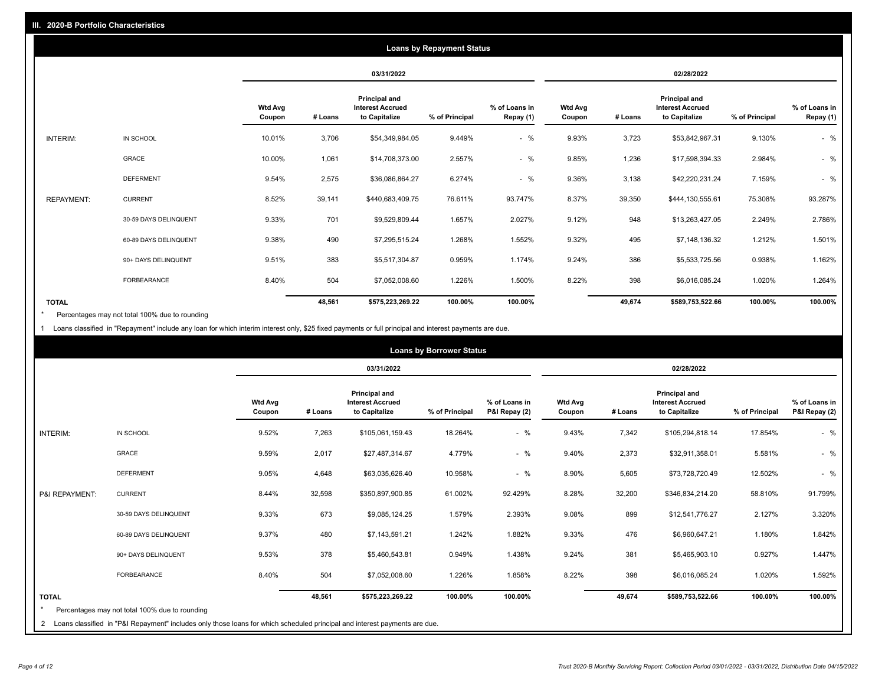## III. 2020-B Portfolio Characteristics

### Loans by Repayment Status

| | | 03/31/2022 | | | | | 02/28/2022 | | | | |
|---|---|---|---|---|---|---|---|---|---|---|---|
| | | Wtd Avg Coupon | # Loans | Principal and Interest Accrued to Capitalize | % of Principal | % of Loans in Repay (1) | Wtd Avg Coupon | # Loans | Principal and Interest Accrued to Capitalize | % of Principal | % of Loans in Repay (1) |
| INTERIM: | IN SCHOOL | 10.01% | 3,706 | $54,349,984.05 | 9.449% | - % | 9.93% | 3,723 | $53,842,967.31 | 9.130% | - % |
| | GRACE | 10.00% | 1,061 | $14,708,373.00 | 2.557% | - % | 9.85% | 1,236 | $17,598,394.33 | 2.984% | - % |
| | DEFERMENT | 9.54% | 2,575 | $36,086,864.27 | 6.274% | - % | 9.36% | 3,138 | $42,220,231.24 | 7.159% | - % |
| REPAYMENT: | CURRENT | 8.52% | 39,141 | $440,683,409.75 | 76.611% | 93.747% | 8.37% | 39,350 | $444,130,555.61 | 75.308% | 93.287% |
| | 30-59 DAYS DELINQUENT | 9.33% | 701 | $9,529,809.44 | 1.657% | 2.027% | 9.12% | 948 | $13,263,427.05 | 2.249% | 2.786% |
| | 60-89 DAYS DELINQUENT | 9.38% | 490 | $7,295,515.24 | 1.268% | 1.552% | 9.32% | 495 | $7,148,136.32 | 1.212% | 1.501% |
| | 90+ DAYS DELINQUENT | 9.51% | 383 | $5,517,304.87 | 0.959% | 1.174% | 9.24% | 386 | $5,533,725.56 | 0.938% | 1.162% |
| | FORBEARANCE | 8.40% | 504 | $7,052,008.60 | 1.226% | 1.500% | 8.22% | 398 | $6,016,085.24 | 1.020% | 1.264% |
| **TOTAL** | | | **48,561** | **$575,223,269.22** | **100.00%** | **100.00%** | | **49,674** | **$589,753,522.66** | **100.00%** | **100.00%** |

\* Percentages may not total 100% due to rounding

1 Loans classified in "Repayment" include any loan for which interim interest only, $25 fixed payments or full principal and interest payments are due.

### Loans by Borrower Status

| | | 03/31/2022 | | | | | 02/28/2022 | | | | |
|---|---|---|---|---|---|---|---|---|---|---|---|
| | | Wtd Avg Coupon | # Loans | Principal and Interest Accrued to Capitalize | % of Principal | % of Loans in P&I Repay (2) | Wtd Avg Coupon | # Loans | Principal and Interest Accrued to Capitalize | % of Principal | % of Loans in P&I Repay (2) |
| INTERIM: | IN SCHOOL | 9.52% | 7,263 | $105,061,159.43 | 18.264% | - % | 9.43% | 7,342 | $105,294,818.14 | 17.854% | - % |
| | GRACE | 9.59% | 2,017 | $27,487,314.67 | 4.779% | - % | 9.40% | 2,373 | $32,911,358.01 | 5.581% | - % |
| | DEFERMENT | 9.05% | 4,648 | $63,035,626.40 | 10.958% | - % | 8.90% | 5,605 | $73,728,720.49 | 12.502% | - % |
| P&I REPAYMENT: | CURRENT | 8.44% | 32,598 | $350,897,900.85 | 61.002% | 92.429% | 8.28% | 32,200 | $346,834,214.20 | 58.810% | 91.799% |
| | 30-59 DAYS DELINQUENT | 9.33% | 673 | $9,085,124.25 | 1.579% | 2.393% | 9.08% | 899 | $12,541,776.27 | 2.127% | 3.320% |
| | 60-89 DAYS DELINQUENT | 9.37% | 480 | $7,143,591.21 | 1.242% | 1.882% | 9.33% | 476 | $6,960,647.21 | 1.180% | 1.842% |
| | 90+ DAYS DELINQUENT | 9.53% | 378 | $5,460,543.81 | 0.949% | 1.438% | 9.24% | 381 | $5,465,903.10 | 0.927% | 1.447% |
| | FORBEARANCE | 8.40% | 504 | $7,052,008.60 | 1.226% | 1.858% | 8.22% | 398 | $6,016,085.24 | 1.020% | 1.592% |
| **TOTAL** | | | **48,561** | **$575,223,269.22** | **100.00%** | **100.00%** | | **49,674** | **$589,753,522.66** | **100.00%** | **100.00%** |

\* Percentages may not total 100% due to rounding

2 Loans classified in "P&I Repayment" includes only those loans for which scheduled principal and interest payments are due.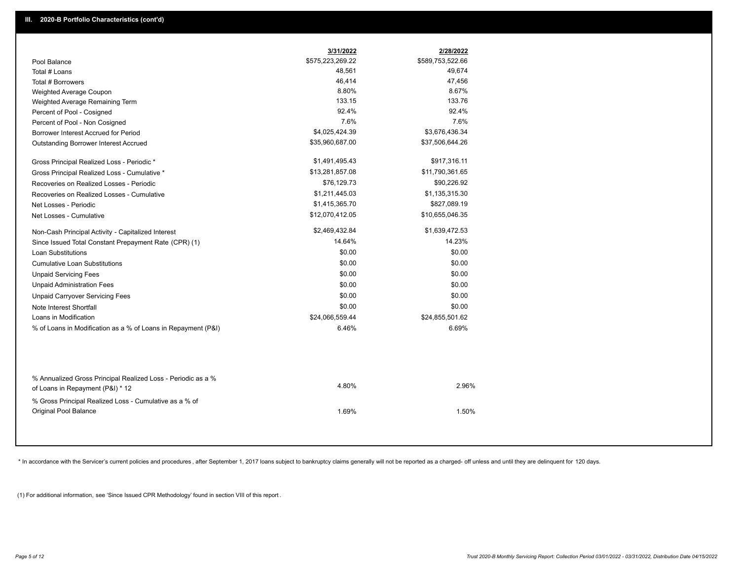## III. 2020-B Portfolio Characteristics (cont'd)

| | 3/31/2022 | 2/28/2022 |
|---|---|---|
| Pool Balance | $575,223,269.22 | $589,753,522.66 |
| Total # Loans | 48,561 | 49,674 |
| Total # Borrowers | 46,414 | 47,456 |
| Weighted Average Coupon | 8.80% | 8.67% |
| Weighted Average Remaining Term | 133.15 | 133.76 |
| Percent of Pool - Cosigned | 92.4% | 92.4% |
| Percent of Pool - Non Cosigned | 7.6% | 7.6% |
| Borrower Interest Accrued for Period | $4,025,424.39 | $3,676,436.34 |
| Outstanding Borrower Interest Accrued | $35,960,687.00 | $37,506,644.26 |
| Gross Principal Realized Loss - Periodic * | $1,491,495.43 | $917,316.11 |
| Gross Principal Realized Loss - Cumulative * | $13,281,857.08 | $11,790,361.65 |
| Recoveries on Realized Losses - Periodic | $76,129.73 | $90,226.92 |
| Recoveries on Realized Losses - Cumulative | $1,211,445.03 | $1,135,315.30 |
| Net Losses - Periodic | $1,415,365.70 | $827,089.19 |
| Net Losses - Cumulative | $12,070,412.05 | $10,655,046.35 |
| Non-Cash Principal Activity - Capitalized Interest | $2,469,432.84 | $1,639,472.53 |
| Since Issued Total Constant Prepayment Rate (CPR) (1) | 14.64% | 14.23% |
| Loan Substitutions | $0.00 | $0.00 |
| Cumulative Loan Substitutions | $0.00 | $0.00 |
| Unpaid Servicing Fees | $0.00 | $0.00 |
| Unpaid Administration Fees | $0.00 | $0.00 |
| Unpaid Carryover Servicing Fees | $0.00 | $0.00 |
| Note Interest Shortfall | $0.00 | $0.00 |
| Loans in Modification | $24,066,559.44 | $24,855,501.62 |
| % of Loans in Modification as a % of Loans in Repayment (P&I) | 6.46% | 6.69% |
| % Annualized Gross Principal Realized Loss - Periodic as a % of Loans in Repayment (P&I) * 12 | 4.80% | 2.96% |
| % Gross Principal Realized Loss - Cumulative as a % of Original Pool Balance | 1.69% | 1.50% |

\* In accordance with the Servicer's current policies and procedures , after September 1, 2017 loans subject to bankruptcy claims generally will not be reported as a charged- off unless and until they are delinquent for 120 days.

(1) For additional information, see 'Since Issued CPR Methodology' found in section VIII of this report .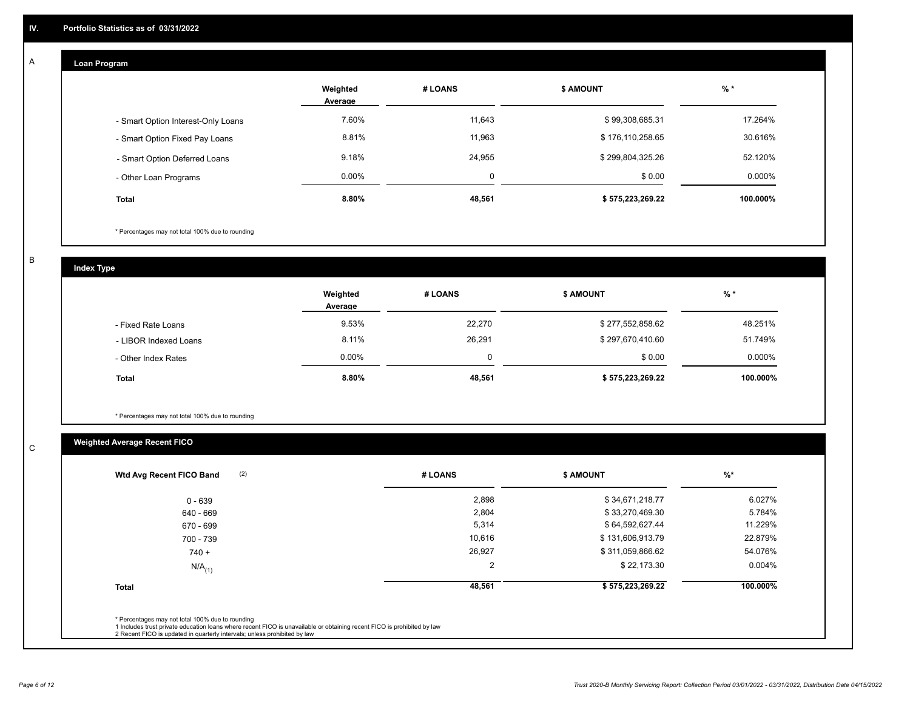## IV. Portfolio Statistics as of 03/31/2022

### A

#### Loan Program

| | Weighted Average | # LOANS | $ AMOUNT | % * |
|---|---|---|---|---|
| - Smart Option Interest-Only Loans | 7.60% | 11,643 | $ 99,308,685.31 | 17.264% |
| - Smart Option Fixed Pay Loans | 8.81% | 11,963 | $ 176,110,258.65 | 30.616% |
| - Smart Option Deferred Loans | 9.18% | 24,955 | $ 299,804,325.26 | 52.120% |
| - Other Loan Programs | 0.00% | 0 | $ 0.00 | 0.000% |
| **Total** | **8.80%** | **48,561** | **$ 575,223,269.22** | **100.000%** |

\* Percentages may not total 100% due to rounding

### B

#### Index Type

| | Weighted Average | # LOANS | $ AMOUNT | % * |
|---|---|---|---|---|
| - Fixed Rate Loans | 9.53% | 22,270 | $ 277,552,858.62 | 48.251% |
| - LIBOR Indexed Loans | 8.11% | 26,291 | $ 297,670,410.60 | 51.749% |
| - Other Index Rates | 0.00% | 0 | $ 0.00 | 0.000% |
| **Total** | **8.80%** | **48,561** | **$ 575,223,269.22** | **100.000%** |

\* Percentages may not total 100% due to rounding

### C

#### Weighted Average Recent FICO

| Wtd Avg Recent FICO Band (2) | # LOANS | $ AMOUNT | %* |
|---|---|---|---|
| 0 - 639 | 2,898 | $ 34,671,218.77 | 6.027% |
| 640 - 669 | 2,804 | $ 33,270,469.30 | 5.784% |
| 670 - 699 | 5,314 | $ 64,592,627.44 | 11.229% |
| 700 - 739 | 10,616 | $ 131,606,913.79 | 22.879% |
| 740 + | 26,927 | $ 311,059,866.62 | 54.076% |
| N/A (1) | 2 | $ 22,173.30 | 0.004% |
| **Total** | **48,561** | **$ 575,223,269.22** | **100.000%** |

\* Percentages may not total 100% due to rounding
1 Includes trust private education loans where recent FICO is unavailable or obtaining recent FICO is prohibited by law
2 Recent FICO is updated in quarterly intervals; unless prohibited by law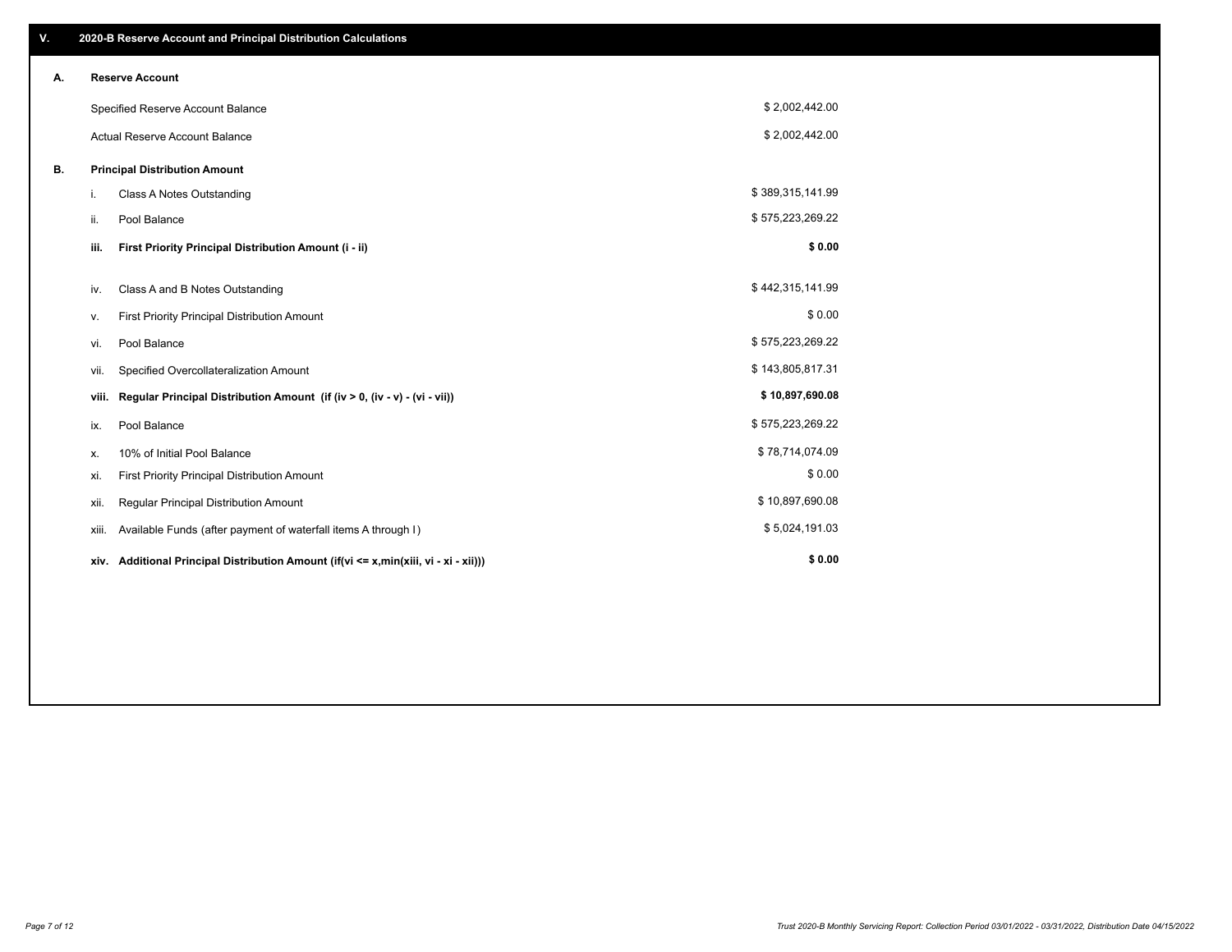## V. 2020-B Reserve Account and Principal Distribution Calculations

### A. Reserve Account

| | |
|---|---|
| Specified Reserve Account Balance | $ 2,002,442.00 |
| Actual Reserve Account Balance | $ 2,002,442.00 |

### B. Principal Distribution Amount

| | | |
|---|---|---|
| i. | Class A Notes Outstanding | $ 389,315,141.99 |
| ii. | Pool Balance | $ 575,223,269.22 |
| **iii.** | **First Priority Principal Distribution Amount (i - ii)** | **$ 0.00** |
| iv. | Class A and B Notes Outstanding | $ 442,315,141.99 |
| v. | First Priority Principal Distribution Amount | $ 0.00 |
| vi. | Pool Balance | $ 575,223,269.22 |
| vii. | Specified Overcollateralization Amount | $ 143,805,817.31 |
| **viii.** | **Regular Principal Distribution Amount (if (iv > 0, (iv - v) - (vi - vii))** | **$ 10,897,690.08** |
| ix. | Pool Balance | $ 575,223,269.22 |
| x. | 10% of Initial Pool Balance | $ 78,714,074.09 |
| xi. | First Priority Principal Distribution Amount | $ 0.00 |
| xii. | Regular Principal Distribution Amount | $ 10,897,690.08 |
| xiii. | Available Funds (after payment of waterfall items A through I) | $ 5,024,191.03 |
| **xiv.** | **Additional Principal Distribution Amount (if(vi <= x,min(xiii, vi - xi - xii)))** | **$ 0.00** |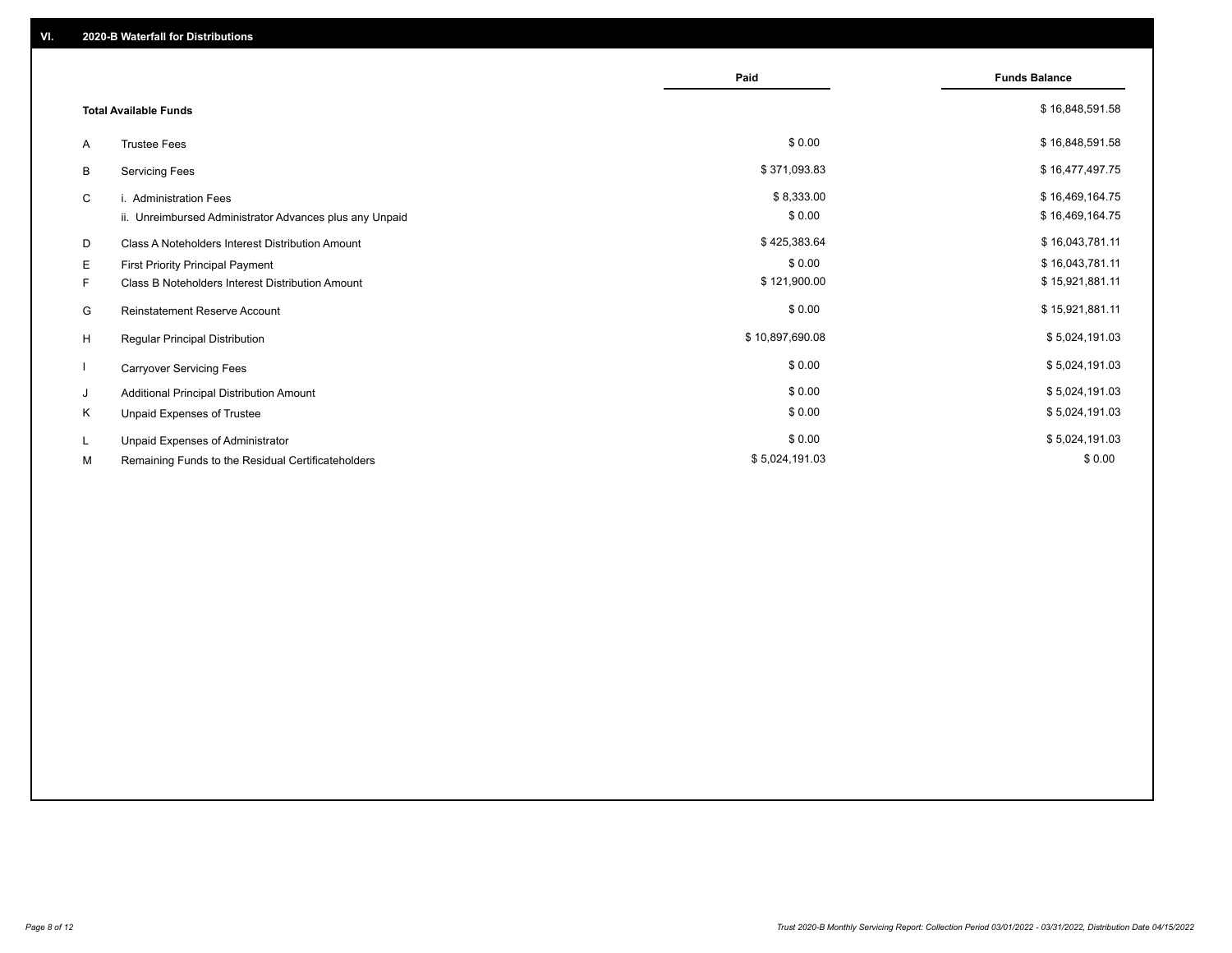## VI. 2020-B Waterfall for Distributions

| | | Paid | Funds Balance |
|---|---|---|---|
| | **Total Available Funds** | | $ 16,848,591.58 |
| A | Trustee Fees | $ 0.00 | $ 16,848,591.58 |
| B | Servicing Fees | $ 371,093.83 | $ 16,477,497.75 |
| C | i. Administration Fees | $ 8,333.00 | $ 16,469,164.75 |
| | ii. Unreimbursed Administrator Advances plus any Unpaid | $ 0.00 | $ 16,469,164.75 |
| D | Class A Noteholders Interest Distribution Amount | $ 425,383.64 | $ 16,043,781.11 |
| E | First Priority Principal Payment | $ 0.00 | $ 16,043,781.11 |
| F | Class B Noteholders Interest Distribution Amount | $ 121,900.00 | $ 15,921,881.11 |
| G | Reinstatement Reserve Account | $ 0.00 | $ 15,921,881.11 |
| H | Regular Principal Distribution | $ 10,897,690.08 | $ 5,024,191.03 |
| I | Carryover Servicing Fees | $ 0.00 | $ 5,024,191.03 |
| J | Additional Principal Distribution Amount | $ 0.00 | $ 5,024,191.03 |
| K | Unpaid Expenses of Trustee | $ 0.00 | $ 5,024,191.03 |
| L | Unpaid Expenses of Administrator | $ 0.00 | $ 5,024,191.03 |
| M | Remaining Funds to the Residual Certificateholders | $ 5,024,191.03 | $ 0.00 |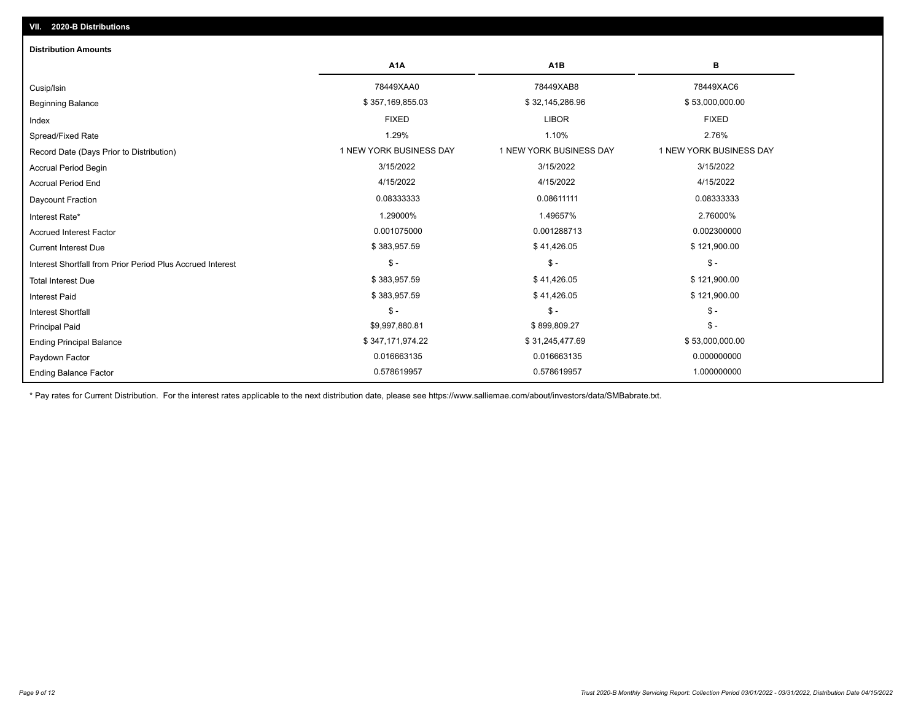## VII. 2020-B Distributions

### Distribution Amounts

| | A1A | A1B | B |
|---|---|---|---|
| Cusip/Isin | 78449XAA0 | 78449XAB8 | 78449XAC6 |
| Beginning Balance | $ 357,169,855.03 | $ 32,145,286.96 | $ 53,000,000.00 |
| Index | FIXED | LIBOR | FIXED |
| Spread/Fixed Rate | 1.29% | 1.10% | 2.76% |
| Record Date (Days Prior to Distribution) | 1 NEW YORK BUSINESS DAY | 1 NEW YORK BUSINESS DAY | 1 NEW YORK BUSINESS DAY |
| Accrual Period Begin | 3/15/2022 | 3/15/2022 | 3/15/2022 |
| Accrual Period End | 4/15/2022 | 4/15/2022 | 4/15/2022 |
| Daycount Fraction | 0.08333333 | 0.08611111 | 0.08333333 |
| Interest Rate* | 1.29000% | 1.49657% | 2.76000% |
| Accrued Interest Factor | 0.001075000 | 0.001288713 | 0.002300000 |
| Current Interest Due | $ 383,957.59 | $ 41,426.05 | $ 121,900.00 |
| Interest Shortfall from Prior Period Plus Accrued Interest | $ - | $ - | $ - |
| Total Interest Due | $ 383,957.59 | $ 41,426.05 | $ 121,900.00 |
| Interest Paid | $ 383,957.59 | $ 41,426.05 | $ 121,900.00 |
| Interest Shortfall | $ - | $ - | $ - |
| Principal Paid | $9,997,880.81 | $ 899,809.27 | $ - |
| Ending Principal Balance | $ 347,171,974.22 | $ 31,245,477.69 | $ 53,000,000.00 |
| Paydown Factor | 0.016663135 | 0.016663135 | 0.000000000 |
| Ending Balance Factor | 0.578619957 | 0.578619957 | 1.000000000 |

* Pay rates for Current Distribution. For the interest rates applicable to the next distribution date, please see https://www.salliemae.com/about/investors/data/SMBabrate.txt.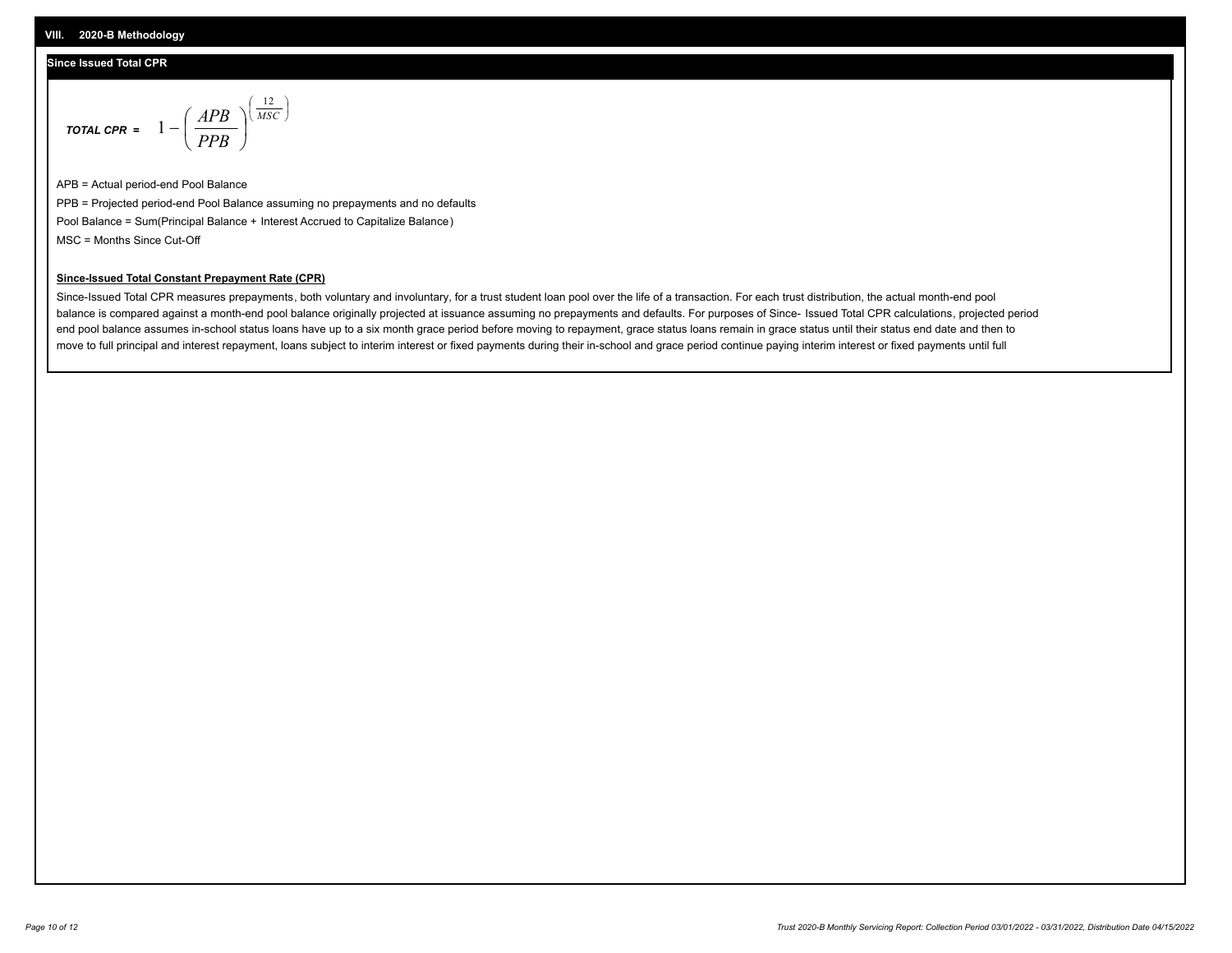## VIII. 2020-B Methodology

### Since Issued Total CPR

$$\textit{TOTAL CPR} = 1 - \left( \frac{APB}{PPB} \right)^{\left( \frac{12}{MSC} \right)}$$

APB = Actual period-end Pool Balance

PPB = Projected period-end Pool Balance assuming no prepayments and no defaults

Pool Balance = Sum(Principal Balance + Interest Accrued to Capitalize Balance)

MSC = Months Since Cut-Off

**Since-Issued Total Constant Prepayment Rate (CPR)**

Since-Issued Total CPR measures prepayments, both voluntary and involuntary, for a trust student loan pool over the life of a transaction. For each trust distribution, the actual month-end pool balance is compared against a month-end pool balance originally projected at issuance assuming no prepayments and defaults. For purposes of Since- Issued Total CPR calculations, projected period end pool balance assumes in-school status loans have up to a six month grace period before moving to repayment, grace status loans remain in grace status until their status end date and then to move to full principal and interest repayment, loans subject to interim interest or fixed payments during their in-school and grace period continue paying interim interest or fixed payments until full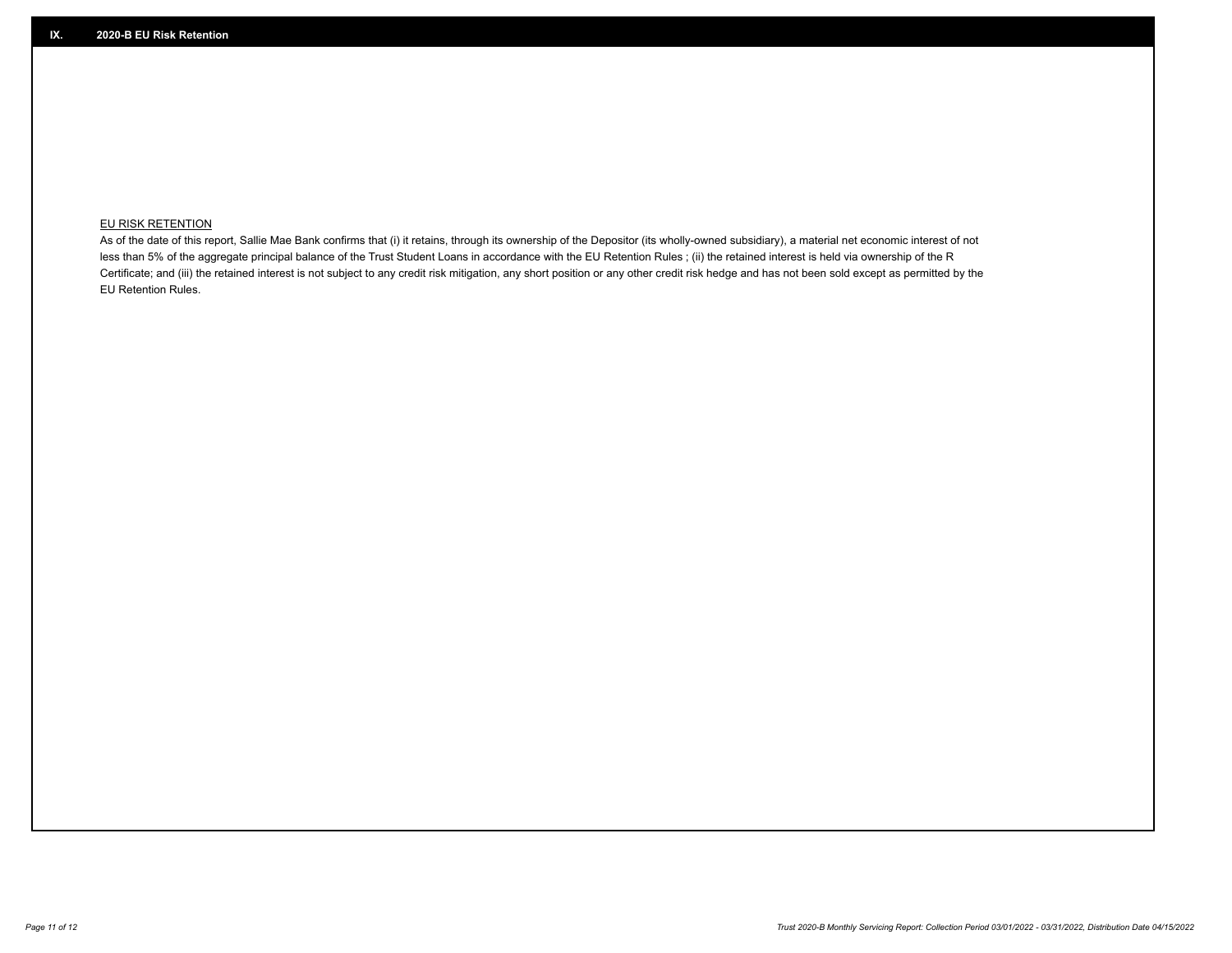## IX. 2020-B EU Risk Retention

EU RISK RETENTION

As of the date of this report, Sallie Mae Bank confirms that (i) it retains, through its ownership of the Depositor (its wholly-owned subsidiary), a material net economic interest of not less than 5% of the aggregate principal balance of the Trust Student Loans in accordance with the EU Retention Rules ; (ii) the retained interest is held via ownership of the R Certificate; and (iii) the retained interest is not subject to any credit risk mitigation, any short position or any other credit risk hedge and has not been sold except as permitted by the EU Retention Rules.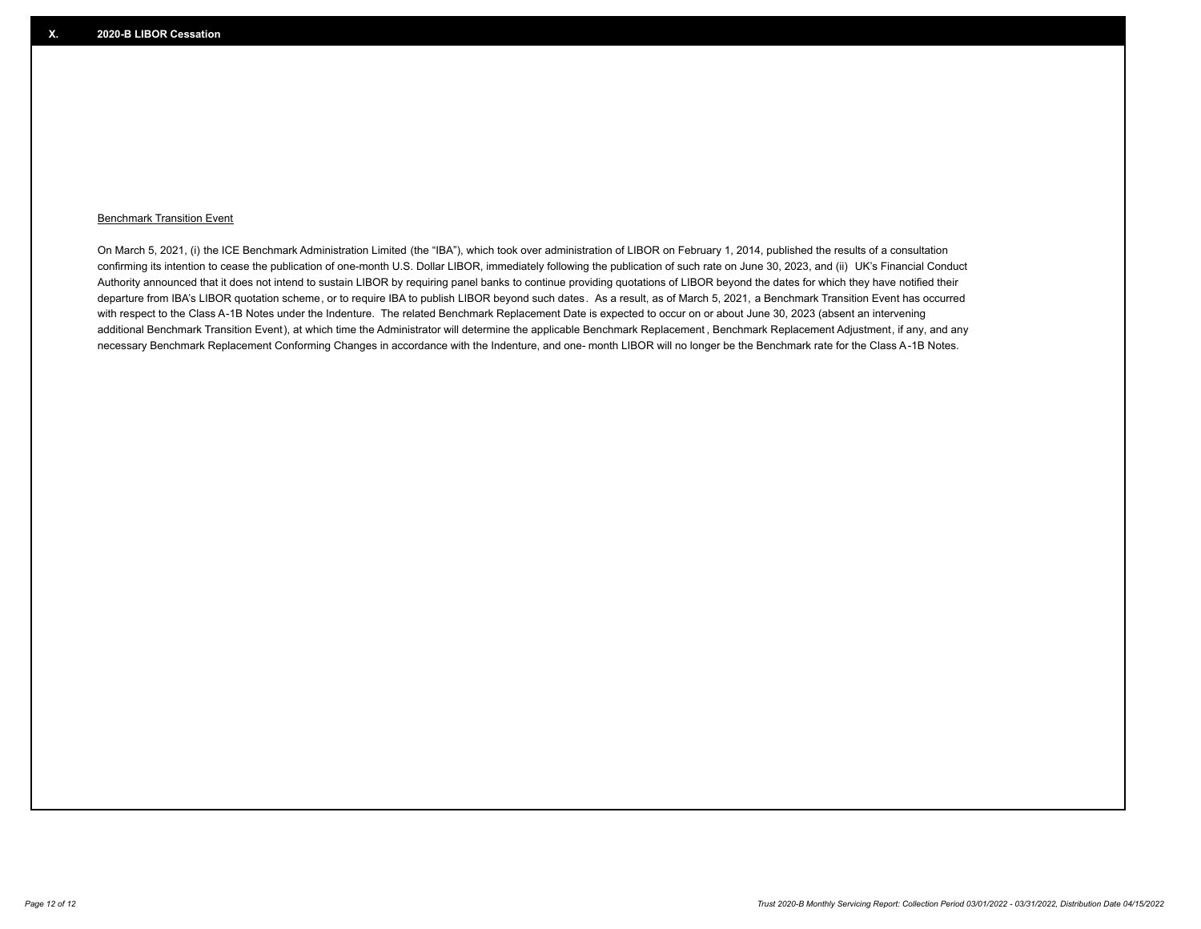## X. 2020-B LIBOR Cessation

Benchmark Transition Event

On March 5, 2021, (i) the ICE Benchmark Administration Limited (the "IBA"), which took over administration of LIBOR on February 1, 2014, published the results of a consultation confirming its intention to cease the publication of one-month U.S. Dollar LIBOR, immediately following the publication of such rate on June 30, 2023, and (ii) UK's Financial Conduct Authority announced that it does not intend to sustain LIBOR by requiring panel banks to continue providing quotations of LIBOR beyond the dates for which they have notified their departure from IBA's LIBOR quotation scheme, or to require IBA to publish LIBOR beyond such dates. As a result, as of March 5, 2021, a Benchmark Transition Event has occurred with respect to the Class A-1B Notes under the Indenture. The related Benchmark Replacement Date is expected to occur on or about June 30, 2023 (absent an intervening additional Benchmark Transition Event), at which time the Administrator will determine the applicable Benchmark Replacement, Benchmark Replacement Adjustment, if any, and any necessary Benchmark Replacement Conforming Changes in accordance with the Indenture, and one- month LIBOR will no longer be the Benchmark rate for the Class A-1B Notes.